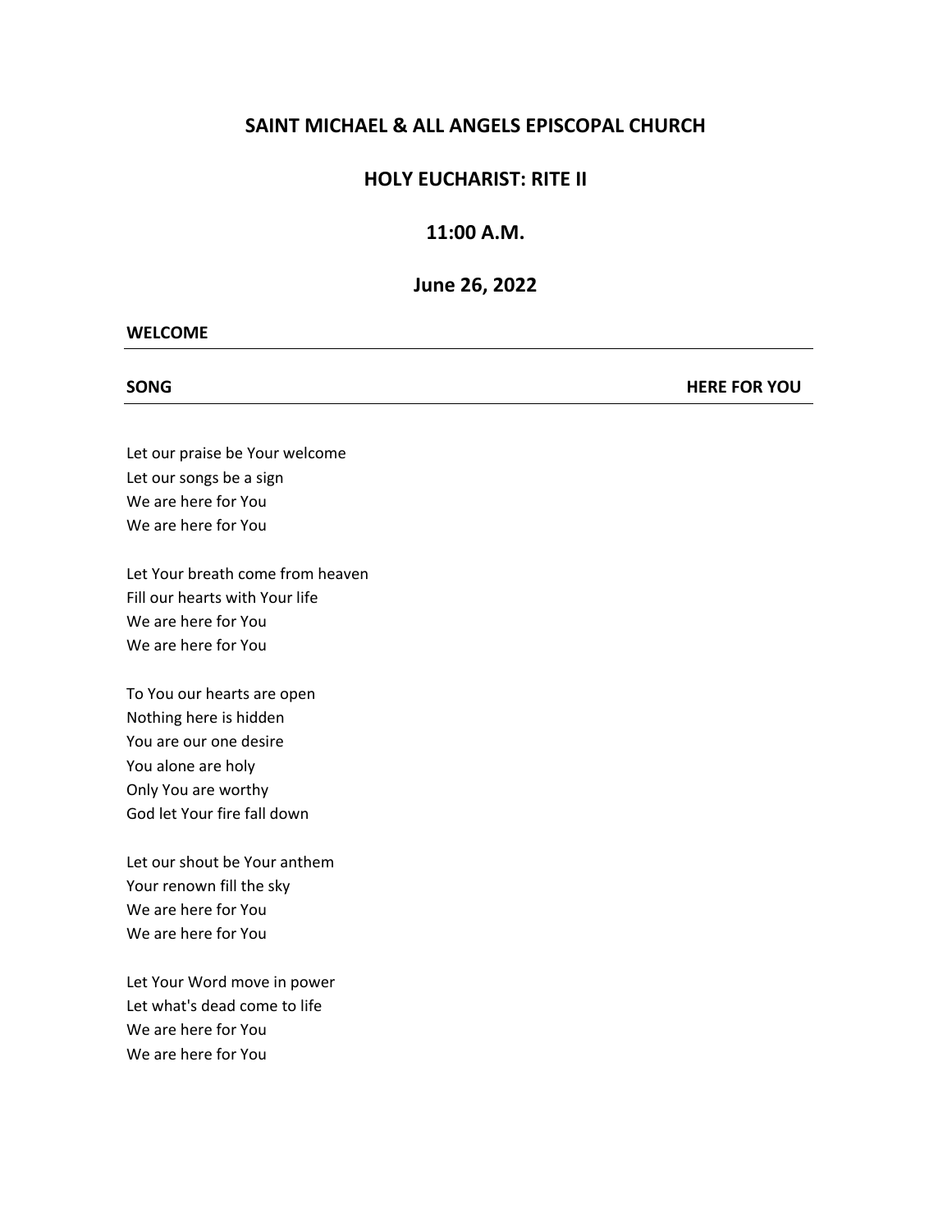# SAINT MICHAEL & ALL ANGELS EPISCOPAL CHURCH

## HOLY EUCHARIST: RITE II

## 11:00 A.M.

## June 26, 2022

**WELCOME**

---

**SONG** **HERE FOR YOU**

---

Let our praise be Your welcome  
Let our songs be a sign  
We are here for You  
We are here for You

Let Your breath come from heaven  
Fill our hearts with Your life  
We are here for You  
We are here for You

To You our hearts are open  
Nothing here is hidden  
You are our one desire  
You alone are holy  
Only You are worthy  
God let Your fire fall down

Let our shout be Your anthem  
Your renown fill the sky  
We are here for You  
We are here for You

Let Your Word move in power  
Let what's dead come to life  
We are here for You  
We are here for You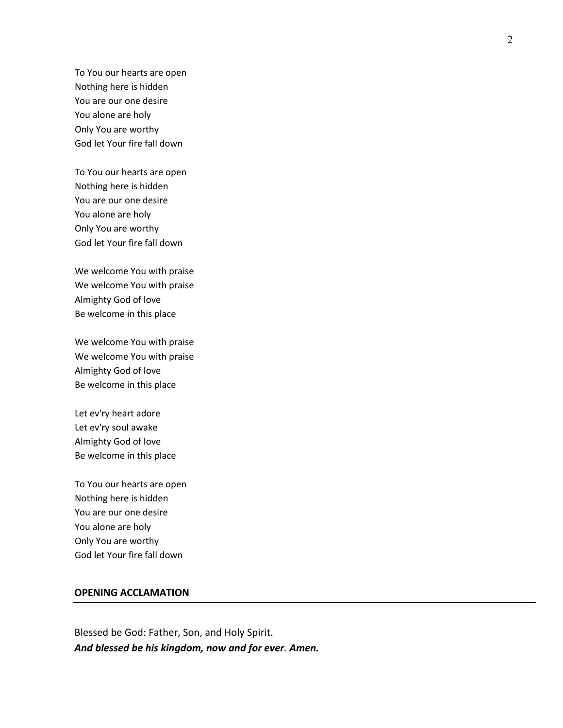To You our hearts are open  
Nothing here is hidden  
You are our one desire  
You alone are holy  
Only You are worthy  
God let Your fire fall down

To You our hearts are open  
Nothing here is hidden  
You are our one desire  
You alone are holy  
Only You are worthy  
God let Your fire fall down

We welcome You with praise  
We welcome You with praise  
Almighty God of love  
Be welcome in this place

We welcome You with praise  
We welcome You with praise  
Almighty God of love  
Be welcome in this place

Let ev'ry heart adore  
Let ev'ry soul awake  
Almighty God of love  
Be welcome in this place

To You our hearts are open  
Nothing here is hidden  
You are our one desire  
You alone are holy  
Only You are worthy  
God let Your fire fall down

## OPENING ACCLAMATION

Blessed be God: Father, Son, and Holy Spirit.  
***And blessed be his kingdom, now and for ever. Amen.***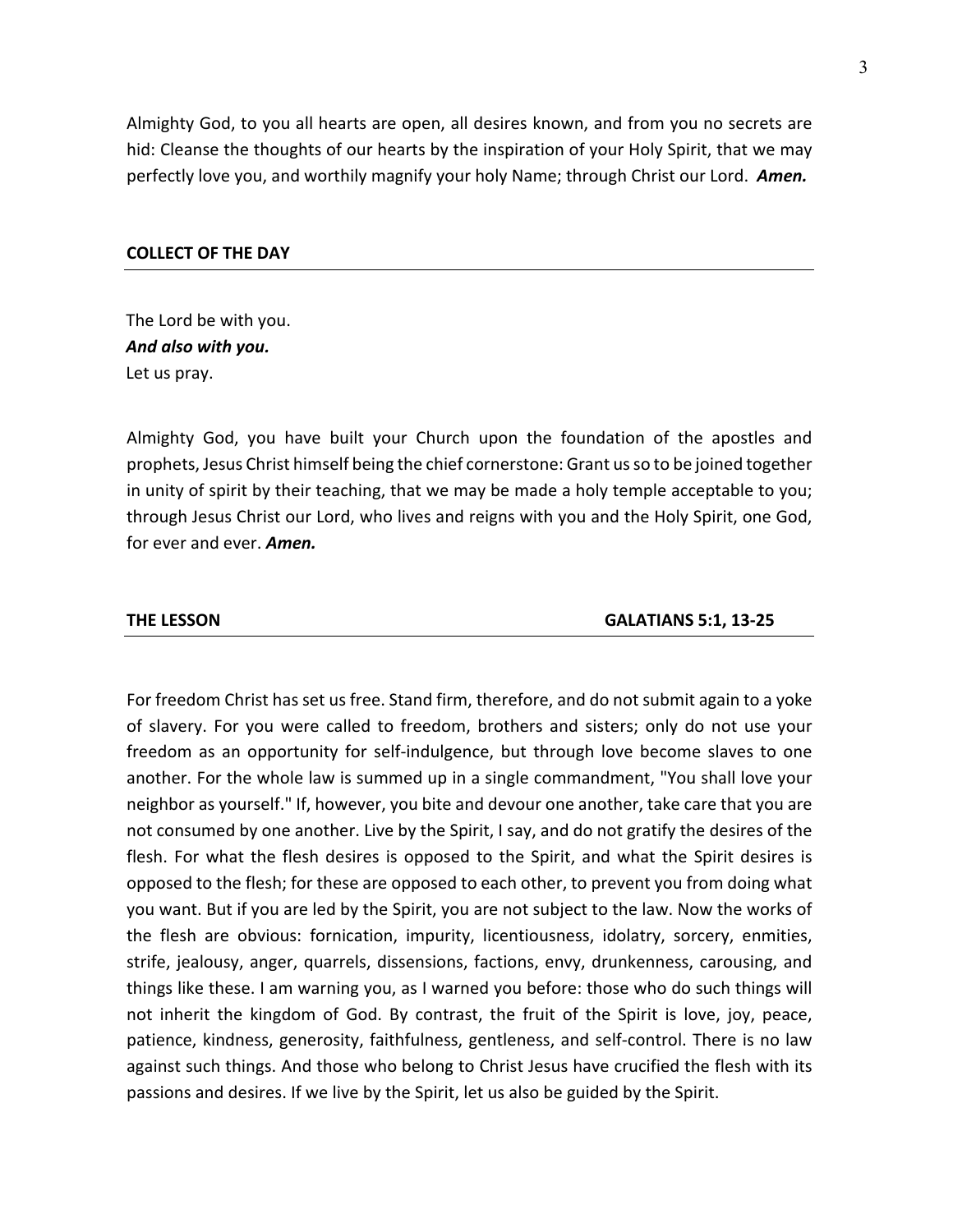Almighty God, to you all hearts are open, all desires known, and from you no secrets are hid: Cleanse the thoughts of our hearts by the inspiration of your Holy Spirit, that we may perfectly love you, and worthily magnify your holy Name; through Christ our Lord. ***Amen.***

## COLLECT OF THE DAY

The Lord be with you.
***And also with you.***
Let us pray.

Almighty God, you have built your Church upon the foundation of the apostles and prophets, Jesus Christ himself being the chief cornerstone: Grant us so to be joined together in unity of spirit by their teaching, that we may be made a holy temple acceptable to you; through Jesus Christ our Lord, who lives and reigns with you and the Holy Spirit, one God, for ever and ever. ***Amen.***

## THE LESSON — GALATIANS 5:1, 13-25

For freedom Christ has set us free. Stand firm, therefore, and do not submit again to a yoke of slavery. For you were called to freedom, brothers and sisters; only do not use your freedom as an opportunity for self-indulgence, but through love become slaves to one another. For the whole law is summed up in a single commandment, "You shall love your neighbor as yourself." If, however, you bite and devour one another, take care that you are not consumed by one another. Live by the Spirit, I say, and do not gratify the desires of the flesh. For what the flesh desires is opposed to the Spirit, and what the Spirit desires is opposed to the flesh; for these are opposed to each other, to prevent you from doing what you want. But if you are led by the Spirit, you are not subject to the law. Now the works of the flesh are obvious: fornication, impurity, licentiousness, idolatry, sorcery, enmities, strife, jealousy, anger, quarrels, dissensions, factions, envy, drunkenness, carousing, and things like these. I am warning you, as I warned you before: those who do such things will not inherit the kingdom of God. By contrast, the fruit of the Spirit is love, joy, peace, patience, kindness, generosity, faithfulness, gentleness, and self-control. There is no law against such things. And those who belong to Christ Jesus have crucified the flesh with its passions and desires. If we live by the Spirit, let us also be guided by the Spirit.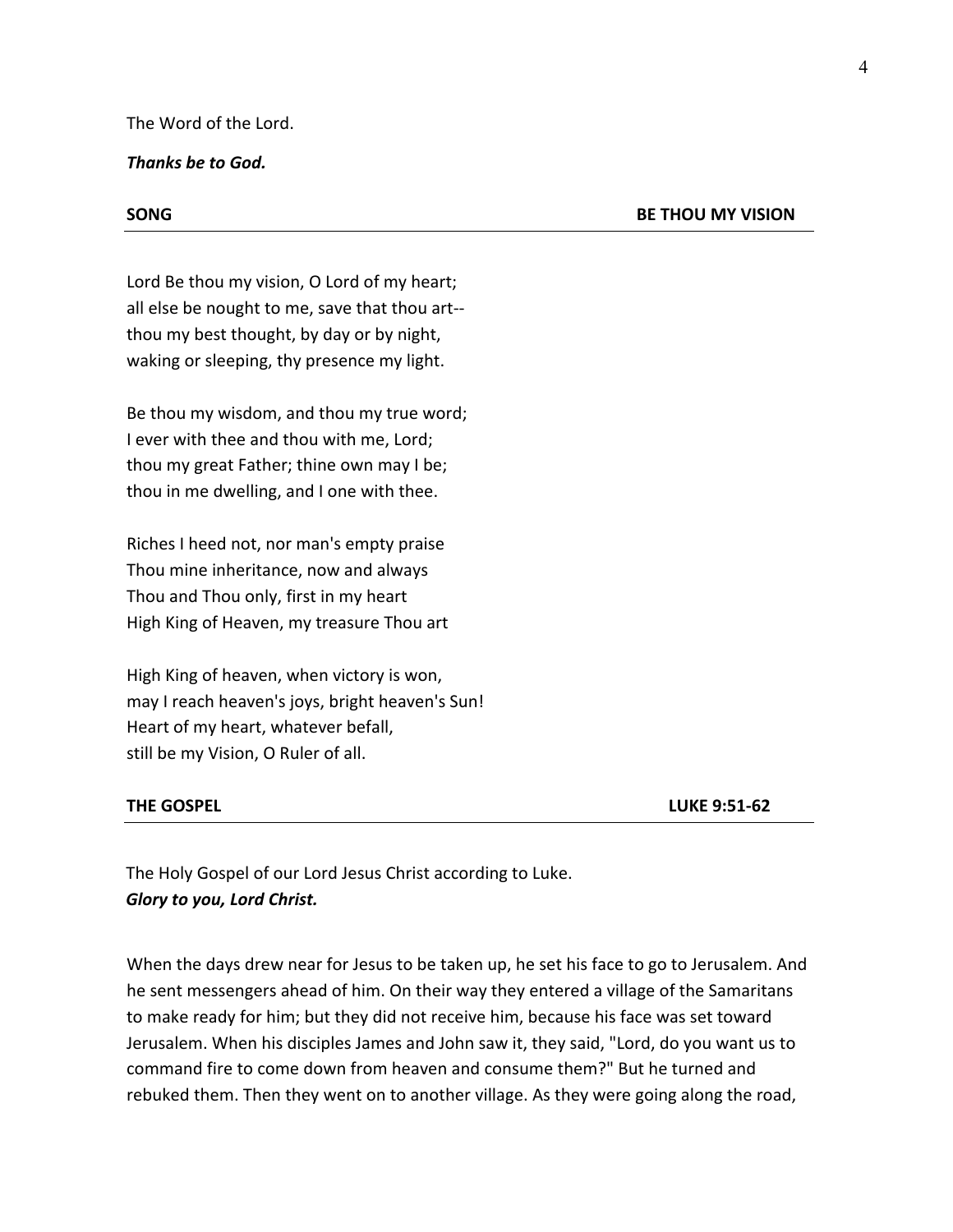The Word of the Lord.

***Thanks be to God.***

**SONG** **BE THOU MY VISION**

Lord Be thou my vision, O Lord of my heart;
all else be nought to me, save that thou art--
thou my best thought, by day or by night,
waking or sleeping, thy presence my light.

Be thou my wisdom, and thou my true word;
I ever with thee and thou with me, Lord;
thou my great Father; thine own may I be;
thou in me dwelling, and I one with thee.

Riches I heed not, nor man's empty praise
Thou mine inheritance, now and always
Thou and Thou only, first in my heart
High King of Heaven, my treasure Thou art

High King of heaven, when victory is won,
may I reach heaven's joys, bright heaven's Sun!
Heart of my heart, whatever befall,
still be my Vision, O Ruler of all.

**THE GOSPEL** **LUKE 9:51-62**

The Holy Gospel of our Lord Jesus Christ according to Luke.
***Glory to you, Lord Christ.***

When the days drew near for Jesus to be taken up, he set his face to go to Jerusalem. And he sent messengers ahead of him. On their way they entered a village of the Samaritans to make ready for him; but they did not receive him, because his face was set toward Jerusalem. When his disciples James and John saw it, they said, "Lord, do you want us to command fire to come down from heaven and consume them?" But he turned and rebuked them. Then they went on to another village. As they were going along the road,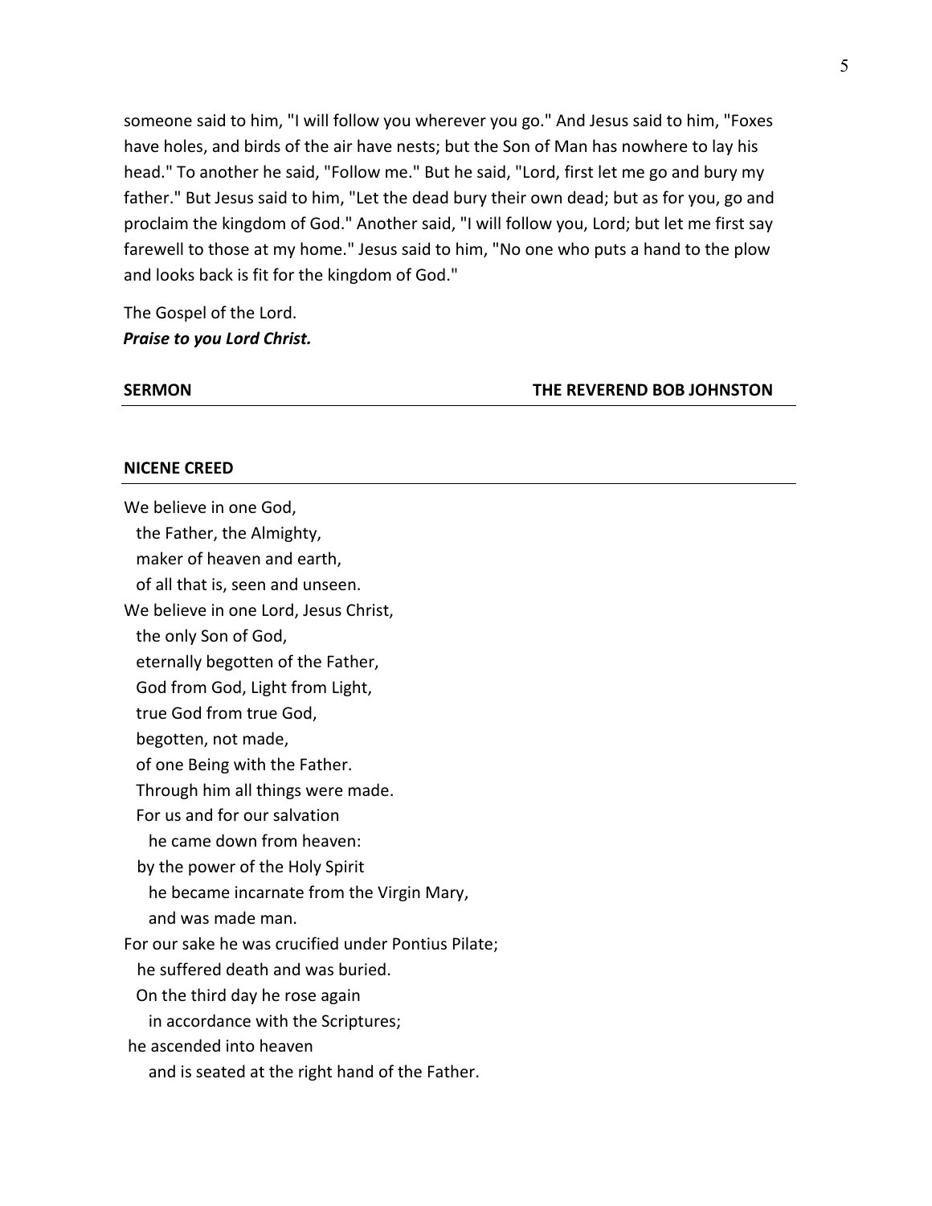someone said to him, "I will follow you wherever you go." And Jesus said to him, "Foxes have holes, and birds of the air have nests; but the Son of Man has nowhere to lay his head." To another he said, "Follow me." But he said, "Lord, first let me go and bury my father." But Jesus said to him, "Let the dead bury their own dead; but as for you, go and proclaim the kingdom of God." Another said, "I will follow you, Lord; but let me first say farewell to those at my home." Jesus said to him, "No one who puts a hand to the plow and looks back is fit for the kingdom of God."

The Gospel of the Lord.
***Praise to you Lord Christ.***

**SERMON** **THE REVEREND BOB JOHNSTON**

**NICENE CREED**

We believe in one God,
the Father, the Almighty,
maker of heaven and earth,
of all that is, seen and unseen.
We believe in one Lord, Jesus Christ,
the only Son of God,
eternally begotten of the Father,
God from God, Light from Light,
true God from true God,
begotten, not made,
of one Being with the Father.
Through him all things were made.
For us and for our salvation
he came down from heaven:
by the power of the Holy Spirit
he became incarnate from the Virgin Mary,
and was made man.
For our sake he was crucified under Pontius Pilate;
he suffered death and was buried.
On the third day he rose again
in accordance with the Scriptures;
he ascended into heaven
and is seated at the right hand of the Father.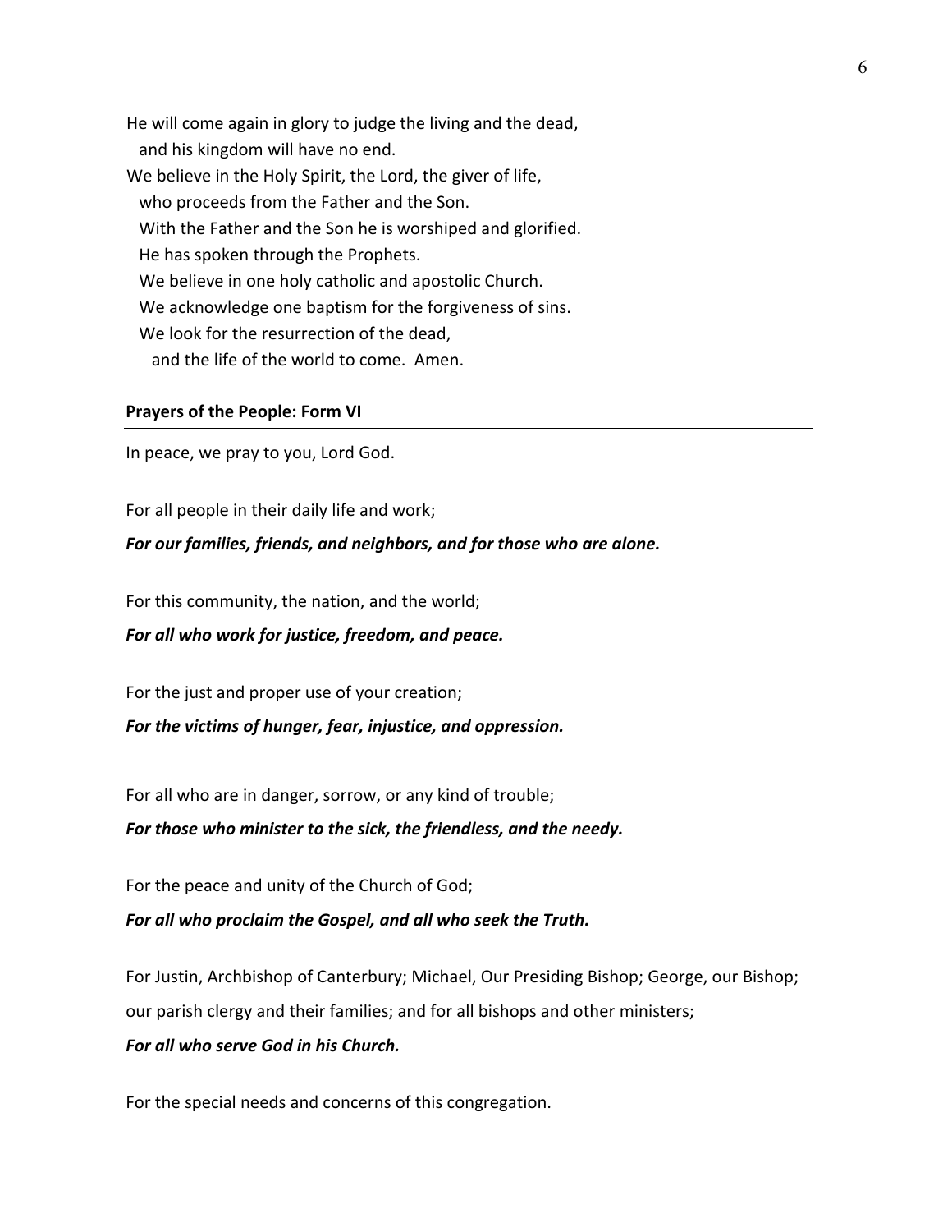He will come again in glory to judge the living and the dead,
  and his kingdom will have no end.
We believe in the Holy Spirit, the Lord, the giver of life,
  who proceeds from the Father and the Son.
  With the Father and the Son he is worshiped and glorified.
  He has spoken through the Prophets.
  We believe in one holy catholic and apostolic Church.
  We acknowledge one baptism for the forgiveness of sins.
  We look for the resurrection of the dead,
    and the life of the world to come. Amen.

**Prayers of the People: Form VI**

In peace, we pray to you, Lord God.

For all people in their daily life and work;

***For our families, friends, and neighbors, and for those who are alone.***

For this community, the nation, and the world;

***For all who work for justice, freedom, and peace.***

For the just and proper use of your creation;

***For the victims of hunger, fear, injustice, and oppression.***

For all who are in danger, sorrow, or any kind of trouble;

***For those who minister to the sick, the friendless, and the needy.***

For the peace and unity of the Church of God;

***For all who proclaim the Gospel, and all who seek the Truth.***

For Justin, Archbishop of Canterbury; Michael, Our Presiding Bishop; George, our Bishop; our parish clergy and their families; and for all bishops and other ministers;

***For all who serve God in his Church.***

For the special needs and concerns of this congregation.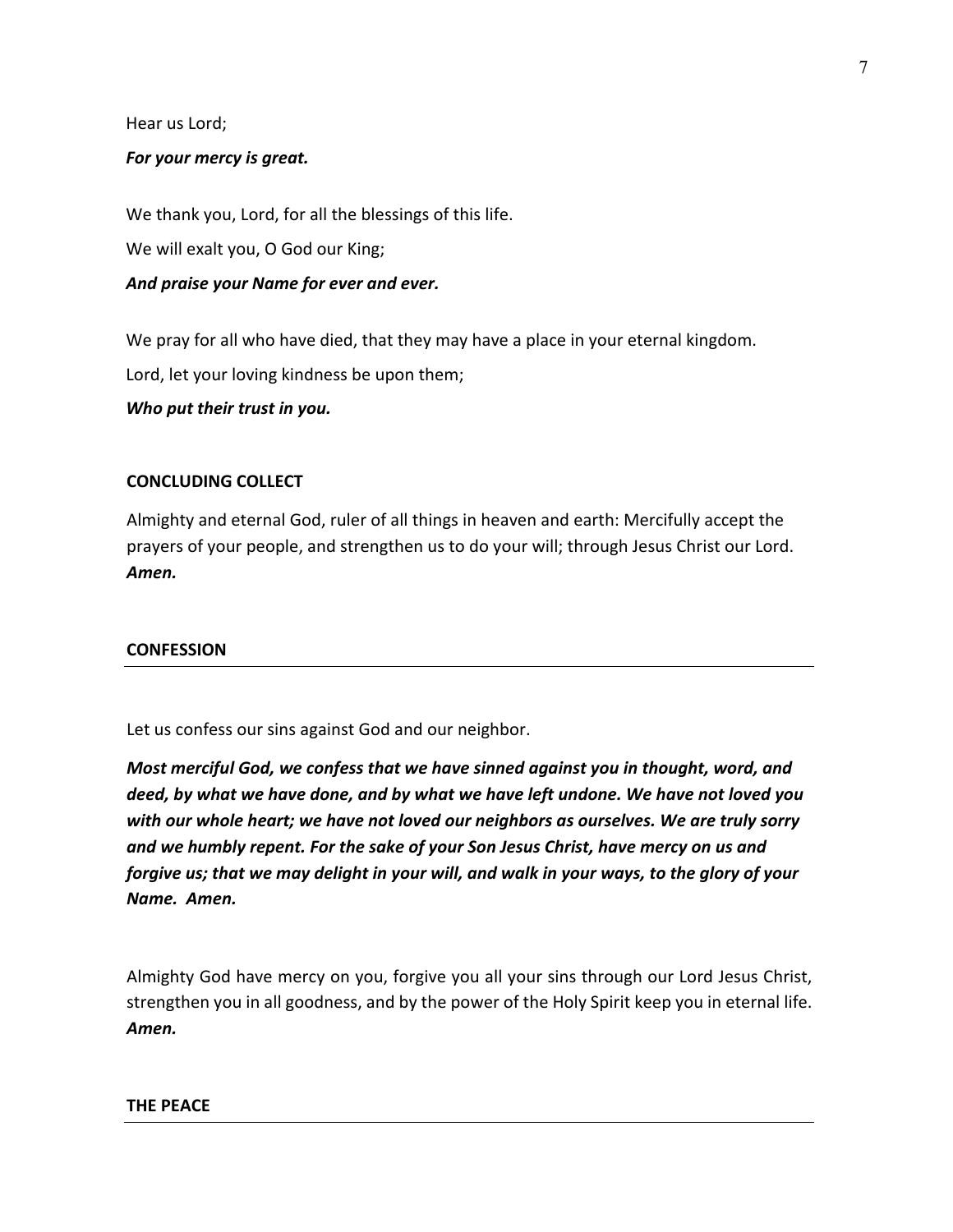Hear us Lord;

***For your mercy is great.***

We thank you, Lord, for all the blessings of this life.

We will exalt you, O God our King;

***And praise your Name for ever and ever.***

We pray for all who have died, that they may have a place in your eternal kingdom.

Lord, let your loving kindness be upon them;

***Who put their trust in you.***

**CONCLUDING COLLECT**

Almighty and eternal God, ruler of all things in heaven and earth: Mercifully accept the prayers of your people, and strengthen us to do your will; through Jesus Christ our Lord. ***Amen.***

## CONFESSION

Let us confess our sins against God and our neighbor.

***Most merciful God, we confess that we have sinned against you in thought, word, and deed, by what we have done, and by what we have left undone. We have not loved you with our whole heart; we have not loved our neighbors as ourselves. We are truly sorry and we humbly repent. For the sake of your Son Jesus Christ, have mercy on us and forgive us; that we may delight in your will, and walk in your ways, to the glory of your Name. Amen.***

Almighty God have mercy on you, forgive you all your sins through our Lord Jesus Christ, strengthen you in all goodness, and by the power of the Holy Spirit keep you in eternal life. ***Amen.***

## THE PEACE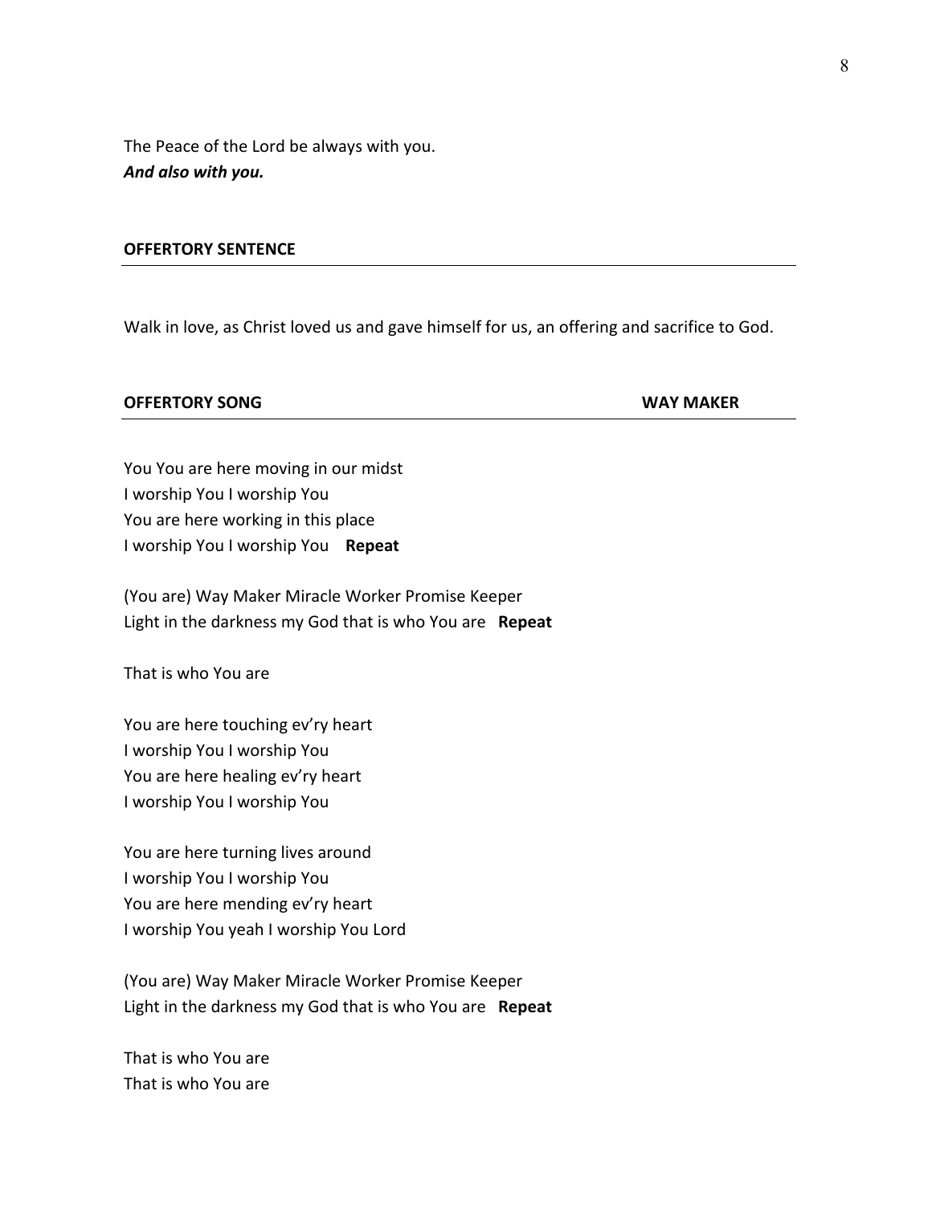The Peace of the Lord be always with you.
***And also with you.***

## OFFERTORY SENTENCE

Walk in love, as Christ loved us and gave himself for us, an offering and sacrifice to God.

## OFFERTORY SONG — WAY MAKER

You You are here moving in our midst
I worship You I worship You
You are here working in this place
I worship You I worship You **Repeat**

(You are) Way Maker Miracle Worker Promise Keeper
Light in the darkness my God that is who You are **Repeat**

That is who You are

You are here touching ev'ry heart
I worship You I worship You
You are here healing ev'ry heart
I worship You I worship You

You are here turning lives around
I worship You I worship You
You are here mending ev'ry heart
I worship You yeah I worship You Lord

(You are) Way Maker Miracle Worker Promise Keeper
Light in the darkness my God that is who You are **Repeat**

That is who You are
That is who You are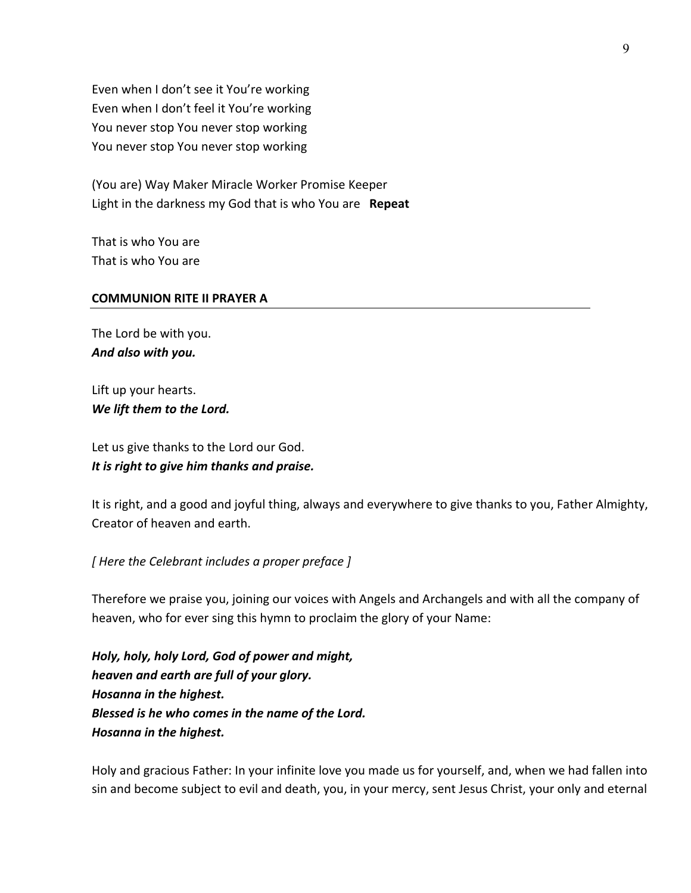Even when I don't see it You're working
Even when I don't feel it You're working
You never stop You never stop working
You never stop You never stop working

(You are) Way Maker Miracle Worker Promise Keeper
Light in the darkness my God that is who You are **Repeat**

That is who You are
That is who You are

## COMMUNION RITE II PRAYER A

The Lord be with you.
***And also with you.***

Lift up your hearts.
***We lift them to the Lord.***

Let us give thanks to the Lord our God.
***It is right to give him thanks and praise.***

It is right, and a good and joyful thing, always and everywhere to give thanks to you, Father Almighty, Creator of heaven and earth.

*[ Here the Celebrant includes a proper preface ]*

Therefore we praise you, joining our voices with Angels and Archangels and with all the company of heaven, who for ever sing this hymn to proclaim the glory of your Name:

***Holy, holy, holy Lord, God of power and might,***
***heaven and earth are full of your glory.***
***Hosanna in the highest.***
***Blessed is he who comes in the name of the Lord.***
***Hosanna in the highest.***

Holy and gracious Father: In your infinite love you made us for yourself, and, when we had fallen into sin and become subject to evil and death, you, in your mercy, sent Jesus Christ, your only and eternal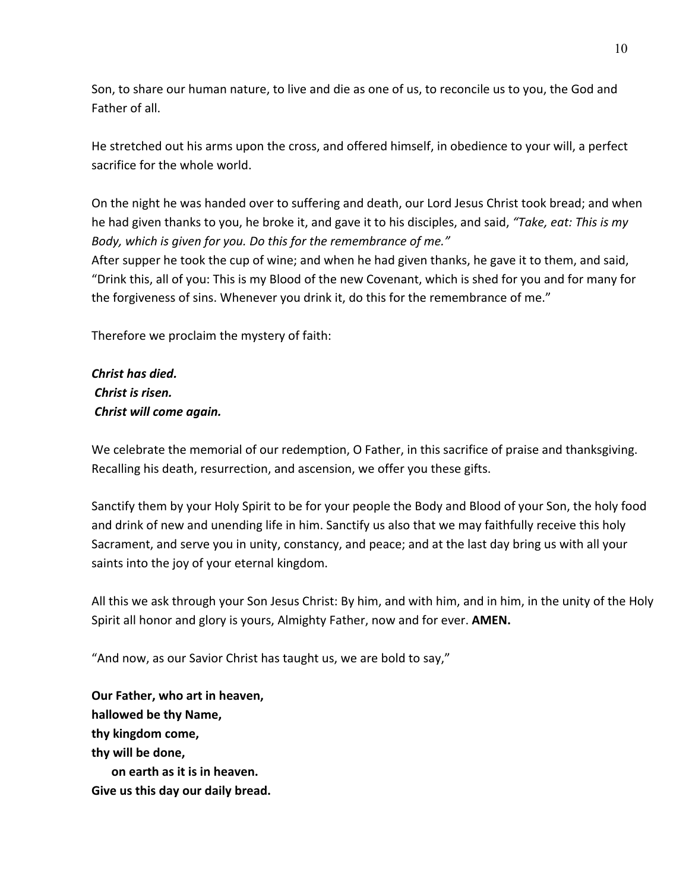Son, to share our human nature, to live and die as one of us, to reconcile us to you, the God and Father of all.

He stretched out his arms upon the cross, and offered himself, in obedience to your will, a perfect sacrifice for the whole world.

On the night he was handed over to suffering and death, our Lord Jesus Christ took bread; and when he had given thanks to you, he broke it, and gave it to his disciples, and said, *"Take, eat: This is my Body, which is given for you. Do this for the remembrance of me."*
After supper he took the cup of wine; and when he had given thanks, he gave it to them, and said, "Drink this, all of you: This is my Blood of the new Covenant, which is shed for you and for many for the forgiveness of sins. Whenever you drink it, do this for the remembrance of me."

Therefore we proclaim the mystery of faith:

***Christ has died.***
***Christ is risen.***
***Christ will come again.***

We celebrate the memorial of our redemption, O Father, in this sacrifice of praise and thanksgiving. Recalling his death, resurrection, and ascension, we offer you these gifts.

Sanctify them by your Holy Spirit to be for your people the Body and Blood of your Son, the holy food and drink of new and unending life in him. Sanctify us also that we may faithfully receive this holy Sacrament, and serve you in unity, constancy, and peace; and at the last day bring us with all your saints into the joy of your eternal kingdom.

All this we ask through your Son Jesus Christ: By him, and with him, and in him, in the unity of the Holy Spirit all honor and glory is yours, Almighty Father, now and for ever. **AMEN.**

"And now, as our Savior Christ has taught us, we are bold to say,"

**Our Father, who art in heaven,**
**hallowed be thy Name,**
**thy kingdom come,**
**thy will be done,**
**on earth as it is in heaven.**
**Give us this day our daily bread.**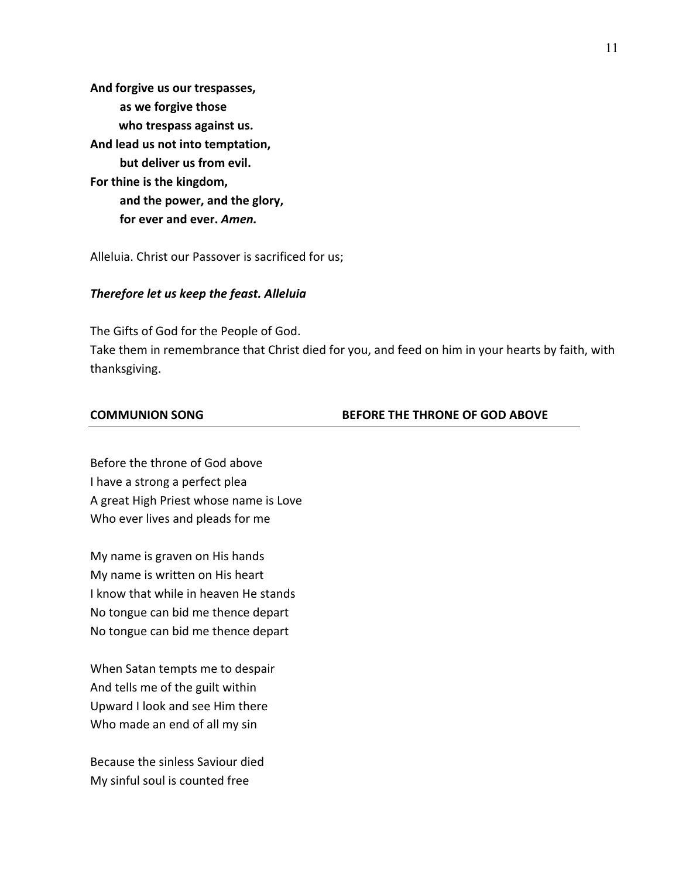**And forgive us our trespasses,**
**as we forgive those**
**who trespass against us.**
**And lead us not into temptation,**
**but deliver us from evil.**
**For thine is the kingdom,**
**and the power, and the glory,**
**for ever and ever.** ***Amen.***

Alleluia. Christ our Passover is sacrificed for us;

***Therefore let us keep the feast. Alleluia***

The Gifts of God for the People of God.
Take them in remembrance that Christ died for you, and feed on him in your hearts by faith, with thanksgiving.

**COMMUNION SONG** **BEFORE THE THRONE OF GOD ABOVE**

---

Before the throne of God above
I have a strong a perfect plea
A great High Priest whose name is Love
Who ever lives and pleads for me

My name is graven on His hands
My name is written on His heart
I know that while in heaven He stands
No tongue can bid me thence depart
No tongue can bid me thence depart

When Satan tempts me to despair
And tells me of the guilt within
Upward I look and see Him there
Who made an end of all my sin

Because the sinless Saviour died
My sinful soul is counted free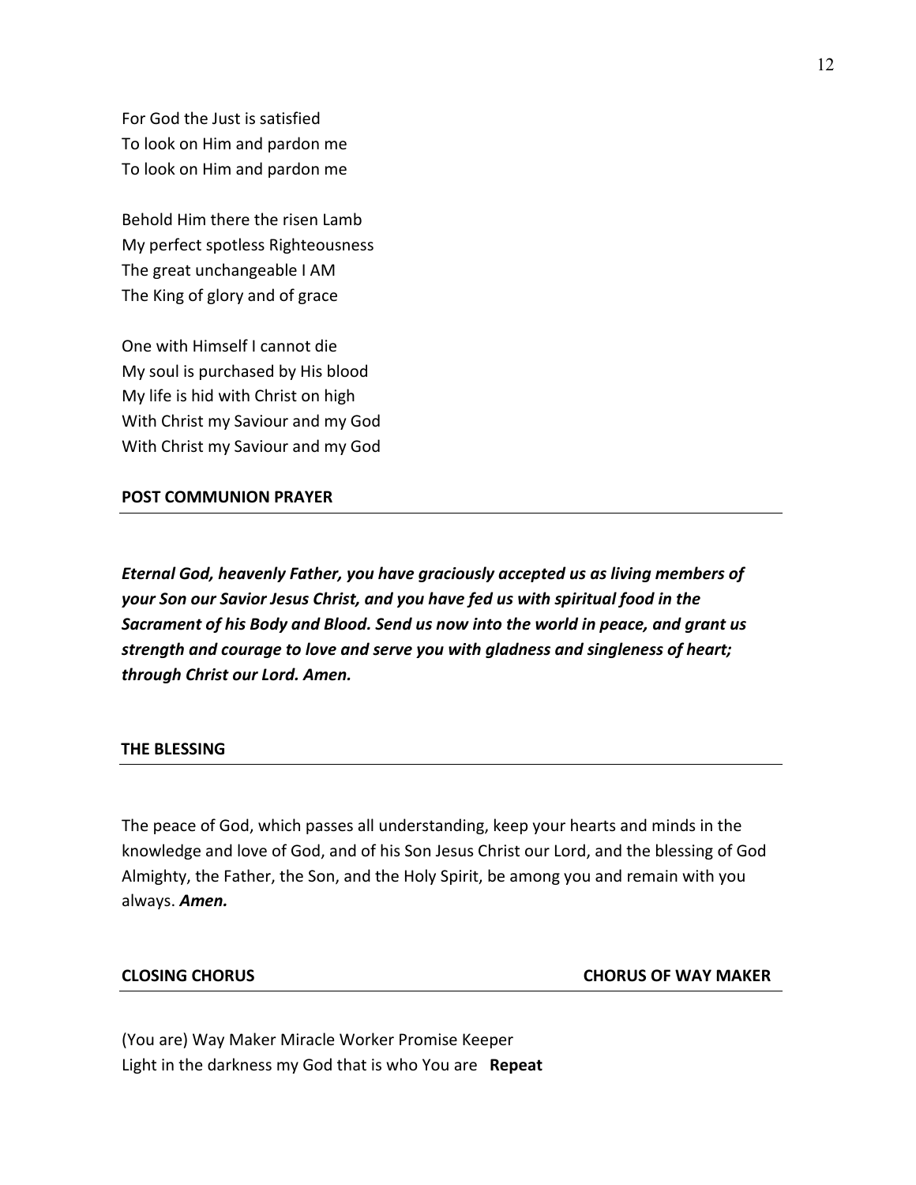For God the Just is satisfied
To look on Him and pardon me
To look on Him and pardon me

Behold Him there the risen Lamb
My perfect spotless Righteousness
The great unchangeable I AM
The King of glory and of grace

One with Himself I cannot die
My soul is purchased by His blood
My life is hid with Christ on high
With Christ my Saviour and my God
With Christ my Saviour and my God

**POST COMMUNION PRAYER**

***Eternal God, heavenly Father, you have graciously accepted us as living members of your Son our Savior Jesus Christ, and you have fed us with spiritual food in the Sacrament of his Body and Blood. Send us now into the world in peace, and grant us strength and courage to love and serve you with gladness and singleness of heart; through Christ our Lord. Amen.***

**THE BLESSING**

The peace of God, which passes all understanding, keep your hearts and minds in the knowledge and love of God, and of his Son Jesus Christ our Lord, and the blessing of God Almighty, the Father, the Son, and the Holy Spirit, be among you and remain with you always. ***Amen.***

**CLOSING CHORUS** **CHORUS OF WAY MAKER**

(You are) Way Maker Miracle Worker Promise Keeper
Light in the darkness my God that is who You are **Repeat**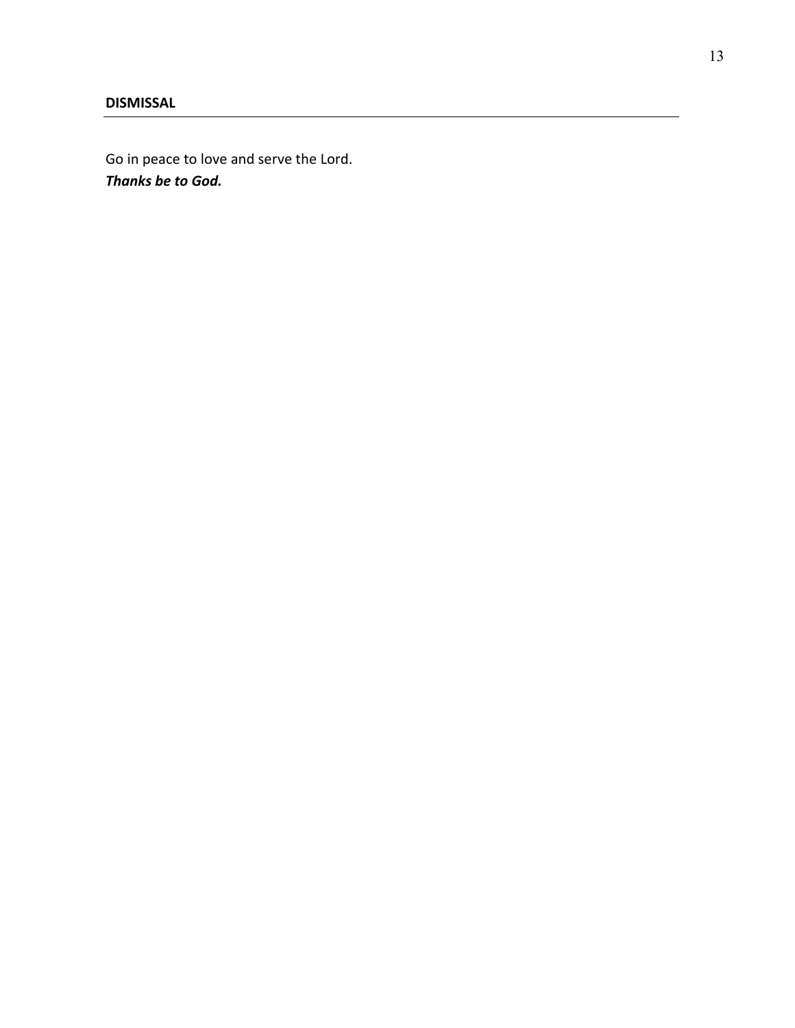**DISMISSAL**

Go in peace to love and serve the Lord.
***Thanks be to God.***